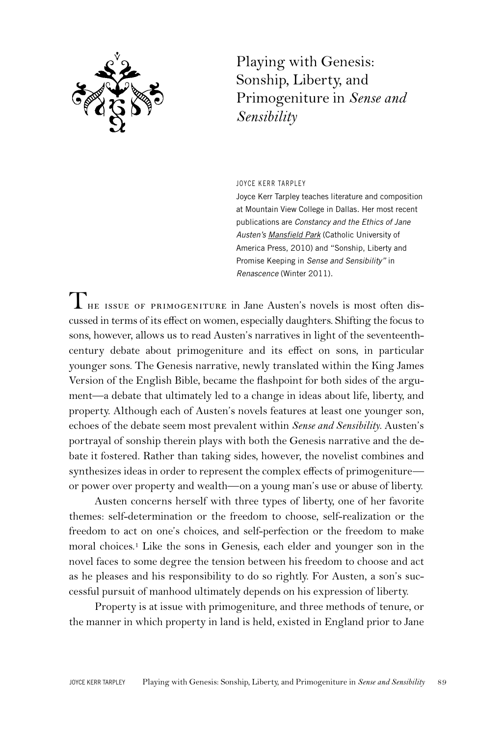# Playing with Genesis: Sonship, Liberty, and Primogeniture in *Sense and Sensibility*

JOYCE KERR TARPLEY

Joyce Kerr Tarpley teaches literature and composition at Mountain View College in Dallas. Her most recent publications are *Constancy and the Ethics of Jane Austen's Mansfield Park* (Catholic University of America Press, 2010) and "Sonship, Liberty and Promise Keeping in *Sense and Sensibility*" in *Renascence* (Winter 2011).

THE ISSUE OF PRIMOGENITURE in Jane Austen's novels is most often discussed in terms of its effect on women, especially daughters. Shifting the focus to sons, however, allows us to read Austen's narratives in light of the seventeenth-century debate about primogeniture and its effect on sons, in particular younger sons. The Genesis narrative, newly translated within the King James Version of the English Bible, became the flashpoint for both sides of the argument—a debate that ultimately led to a change in ideas about life, liberty, and property. Although each of Austen's novels features at least one younger son, echoes of the debate seem most prevalent within *Sense and Sensibility*. Austen's portrayal of sonship therein plays with both the Genesis narrative and the debate it fostered. Rather than taking sides, however, the novelist combines and synthesizes ideas in order to represent the complex effects of primogeniture—or power over property and wealth—on a young man's use or abuse of liberty.

Austen concerns herself with three types of liberty, one of her favorite themes: self-determination or the freedom to choose, self-realization or the freedom to act on one's choices, and self-perfection or the freedom to make moral choices.[1] Like the sons in Genesis, each elder and younger son in the novel faces to some degree the tension between his freedom to choose and act as he pleases and his responsibility to do so rightly. For Austen, a son's successful pursuit of manhood ultimately depends on his expression of liberty.

Property is at issue with primogeniture, and three methods of tenure, or the manner in which property in land is held, existed in England prior to Jane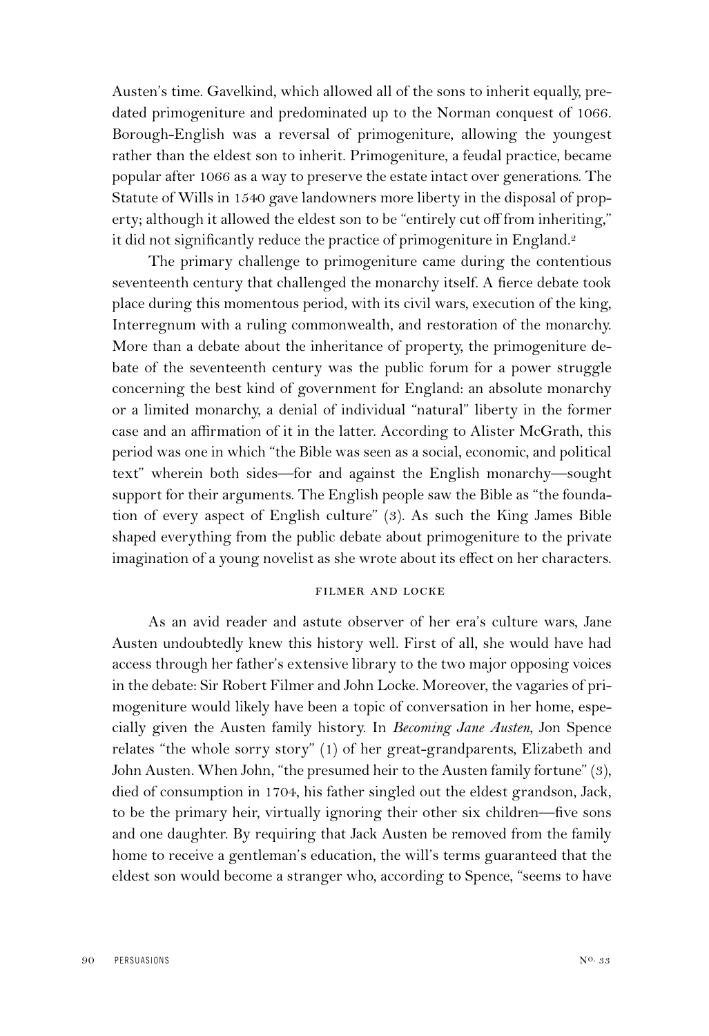Austen's time. Gavelkind, which allowed all of the sons to inherit equally, predated primogeniture and predominated up to the Norman conquest of 1066. Borough-English was a reversal of primogeniture, allowing the youngest rather than the eldest son to inherit. Primogeniture, a feudal practice, became popular after 1066 as a way to preserve the estate intact over generations. The Statute of Wills in 1540 gave landowners more liberty in the disposal of property; although it allowed the eldest son to be "entirely cut off from inheriting," it did not significantly reduce the practice of primogeniture in England.[2]

The primary challenge to primogeniture came during the contentious seventeenth century that challenged the monarchy itself. A fierce debate took place during this momentous period, with its civil wars, execution of the king, Interregnum with a ruling commonwealth, and restoration of the monarchy. More than a debate about the inheritance of property, the primogeniture debate of the seventeenth century was the public forum for a power struggle concerning the best kind of government for England: an absolute monarchy or a limited monarchy, a denial of individual "natural" liberty in the former case and an affirmation of it in the latter. According to Alister McGrath, this period was one in which "the Bible was seen as a social, economic, and political text" wherein both sides—for and against the English monarchy—sought support for their arguments. The English people saw the Bible as "the foundation of every aspect of English culture" (3). As such the King James Bible shaped everything from the public debate about primogeniture to the private imagination of a young novelist as she wrote about its effect on her characters.

## Filmer and Locke

As an avid reader and astute observer of her era's culture wars, Jane Austen undoubtedly knew this history well. First of all, she would have had access through her father's extensive library to the two major opposing voices in the debate: Sir Robert Filmer and John Locke. Moreover, the vagaries of primogeniture would likely have been a topic of conversation in her home, especially given the Austen family history. In *Becoming Jane Austen*, Jon Spence relates "the whole sorry story" (1) of her great-grandparents, Elizabeth and John Austen. When John, "the presumed heir to the Austen family fortune" (3), died of consumption in 1704, his father singled out the eldest grandson, Jack, to be the primary heir, virtually ignoring their other six children—five sons and one daughter. By requiring that Jack Austen be removed from the family home to receive a gentleman's education, the will's terms guaranteed that the eldest son would become a stranger who, according to Spence, "seems to have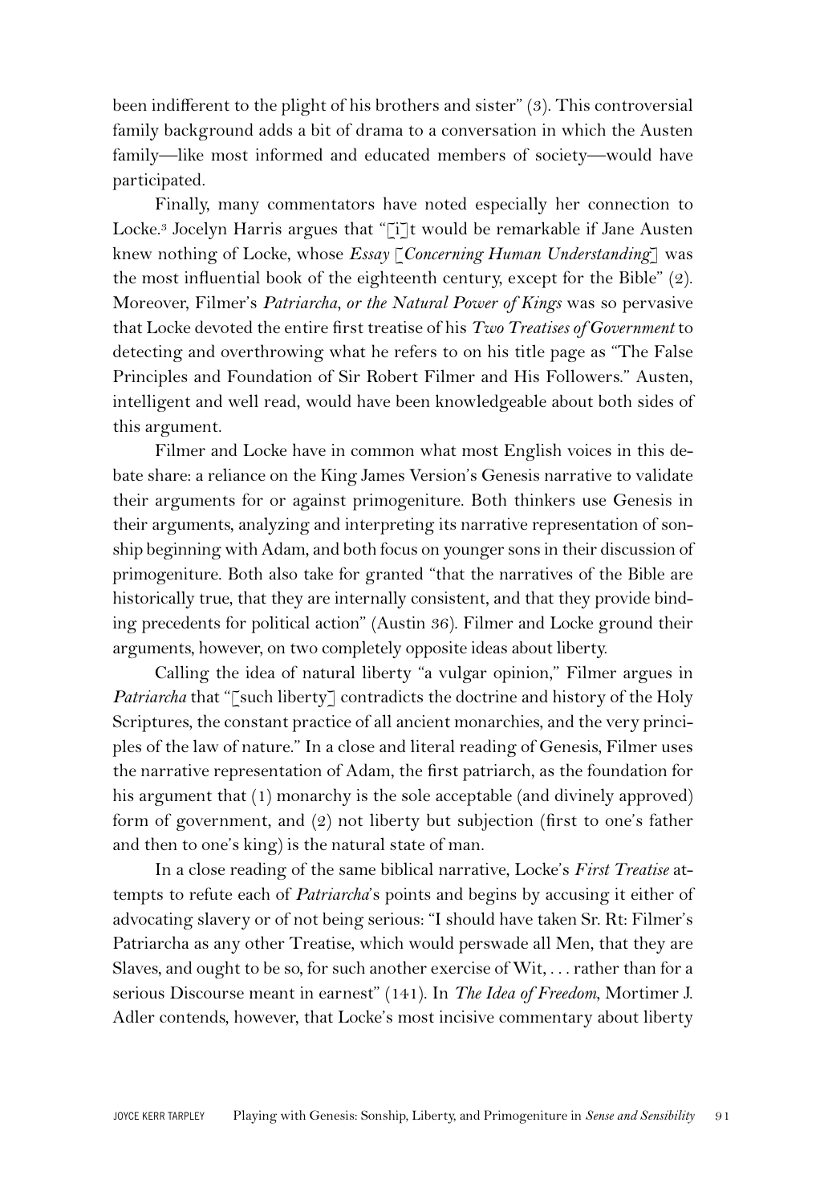been indifferent to the plight of his brothers and sister" (3). This controversial family background adds a bit of drama to a conversation in which the Austen family—like most informed and educated members of society—would have participated.

Finally, many commentators have noted especially her connection to Locke.[3] Jocelyn Harris argues that "[i]t would be remarkable if Jane Austen knew nothing of Locke, whose *Essay* [*Concerning Human Understanding*] was the most influential book of the eighteenth century, except for the Bible" (2). Moreover, Filmer's *Patriarcha, or the Natural Power of Kings* was so pervasive that Locke devoted the entire first treatise of his *Two Treatises of Government* to detecting and overthrowing what he refers to on his title page as "The False Principles and Foundation of Sir Robert Filmer and His Followers." Austen, intelligent and well read, would have been knowledgeable about both sides of this argument.

Filmer and Locke have in common what most English voices in this debate share: a reliance on the King James Version's Genesis narrative to validate their arguments for or against primogeniture. Both thinkers use Genesis in their arguments, analyzing and interpreting its narrative representation of sonship beginning with Adam, and both focus on younger sons in their discussion of primogeniture. Both also take for granted "that the narratives of the Bible are historically true, that they are internally consistent, and that they provide binding precedents for political action" (Austin 36). Filmer and Locke ground their arguments, however, on two completely opposite ideas about liberty.

Calling the idea of natural liberty "a vulgar opinion," Filmer argues in *Patriarcha* that "[such liberty] contradicts the doctrine and history of the Holy Scriptures, the constant practice of all ancient monarchies, and the very principles of the law of nature." In a close and literal reading of Genesis, Filmer uses the narrative representation of Adam, the first patriarch, as the foundation for his argument that (1) monarchy is the sole acceptable (and divinely approved) form of government, and (2) not liberty but subjection (first to one's father and then to one's king) is the natural state of man.

In a close reading of the same biblical narrative, Locke's *First Treatise* attempts to refute each of *Patriarcha*'s points and begins by accusing it either of advocating slavery or of not being serious: "I should have taken Sr. Rt: Filmer's Patriarcha as any other Treatise, which would perswade all Men, that they are Slaves, and ought to be so, for such another exercise of Wit, . . . rather than for a serious Discourse meant in earnest" (141). In *The Idea of Freedom*, Mortimer J. Adler contends, however, that Locke's most incisive commentary about liberty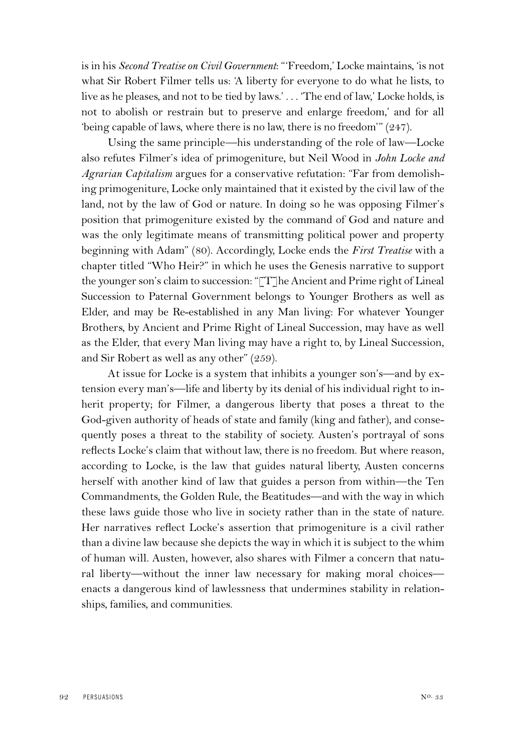is in his *Second Treatise on Civil Government*: "'Freedom,' Locke maintains, 'is not what Sir Robert Filmer tells us: 'A liberty for everyone to do what he lists, to live as he pleases, and not to be tied by laws.' . . . 'The end of law,' Locke holds, is not to abolish or restrain but to preserve and enlarge freedom,' and for all 'being capable of laws, where there is no law, there is no freedom'" (247).

Using the same principle—his understanding of the role of law—Locke also refutes Filmer's idea of primogeniture, but Neil Wood in *John Locke and Agrarian Capitalism* argues for a conservative refutation: "Far from demolishing primogeniture, Locke only maintained that it existed by the civil law of the land, not by the law of God or nature. In doing so he was opposing Filmer's position that primogeniture existed by the command of God and nature and was the only legitimate means of transmitting political power and property beginning with Adam" (80). Accordingly, Locke ends the *First Treatise* with a chapter titled "Who Heir?" in which he uses the Genesis narrative to support the younger son's claim to succession: "[T]he Ancient and Prime right of Lineal Succession to Paternal Government belongs to Younger Brothers as well as Elder, and may be Re-established in any Man living: For whatever Younger Brothers, by Ancient and Prime Right of Lineal Succession, may have as well as the Elder, that every Man living may have a right to, by Lineal Succession, and Sir Robert as well as any other" (259).

At issue for Locke is a system that inhibits a younger son's—and by extension every man's—life and liberty by its denial of his individual right to inherit property; for Filmer, a dangerous liberty that poses a threat to the God-given authority of heads of state and family (king and father), and consequently poses a threat to the stability of society. Austen's portrayal of sons reflects Locke's claim that without law, there is no freedom. But where reason, according to Locke, is the law that guides natural liberty, Austen concerns herself with another kind of law that guides a person from within—the Ten Commandments, the Golden Rule, the Beatitudes—and with the way in which these laws guide those who live in society rather than in the state of nature. Her narratives reflect Locke's assertion that primogeniture is a civil rather than a divine law because she depicts the way in which it is subject to the whim of human will. Austen, however, also shares with Filmer a concern that natural liberty—without the inner law necessary for making moral choices—enacts a dangerous kind of lawlessness that undermines stability in relationships, families, and communities.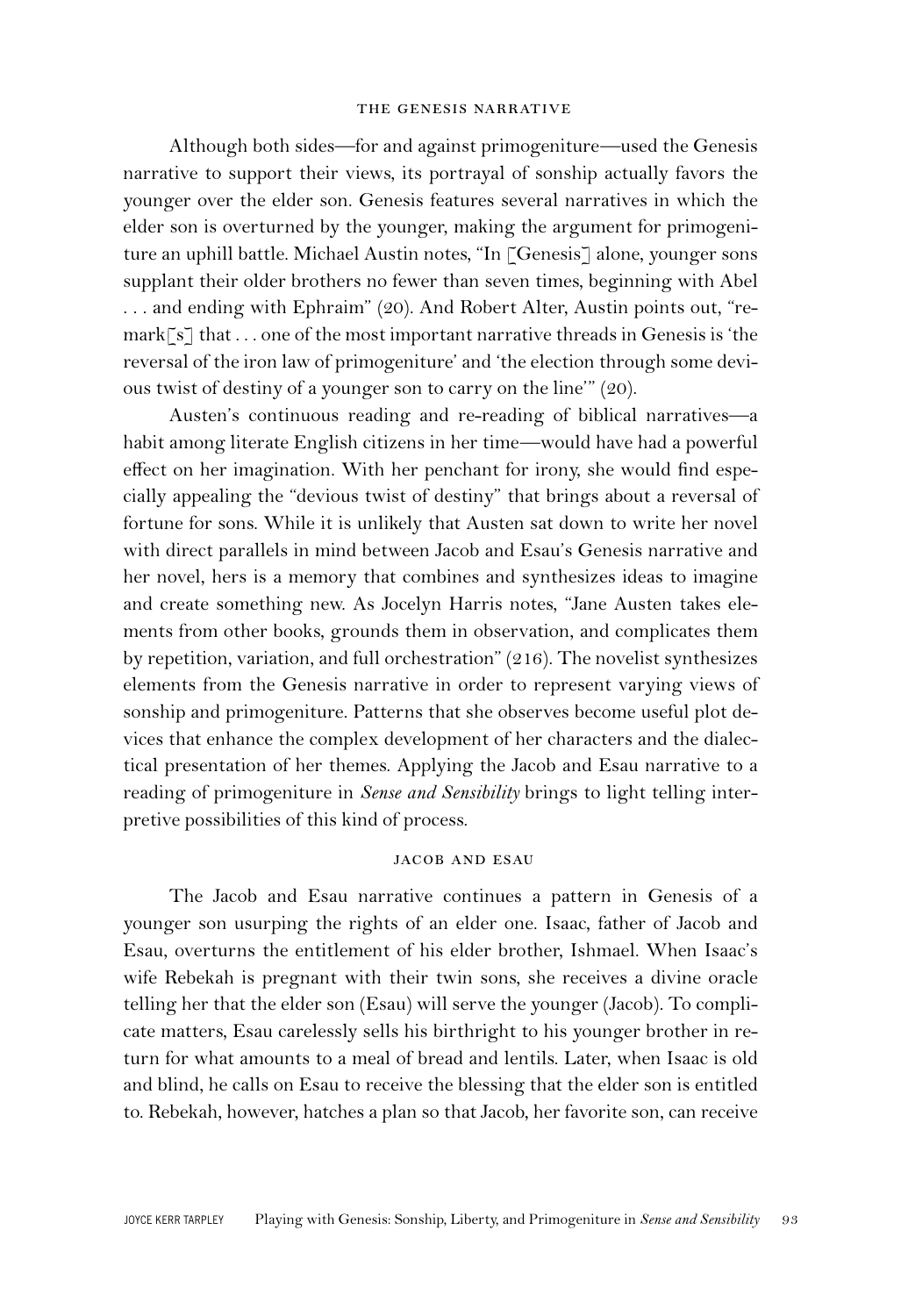Although both sides—for and against primogeniture—used the Genesis narrative to support their views, its portrayal of sonship actually favors the younger over the elder son. Genesis features several narratives in which the elder son is overturned by the younger, making the argument for primogeniture an uphill battle. Michael Austin notes, "In [Genesis] alone, younger sons supplant their older brothers no fewer than seven times, beginning with Abel . . . and ending with Ephraim" (20). And Robert Alter, Austin points out, "remark[s] that . . . one of the most important narrative threads in Genesis is 'the reversal of the iron law of primogeniture' and 'the election through some devious twist of destiny of a younger son to carry on the line'" (20).

Austen's continuous reading and re-reading of biblical narratives—a habit among literate English citizens in her time—would have had a powerful effect on her imagination. With her penchant for irony, she would find especially appealing the "devious twist of destiny" that brings about a reversal of fortune for sons. While it is unlikely that Austen sat down to write her novel with direct parallels in mind between Jacob and Esau's Genesis narrative and her novel, hers is a memory that combines and synthesizes ideas to imagine and create something new. As Jocelyn Harris notes, "Jane Austen takes elements from other books, grounds them in observation, and complicates them by repetition, variation, and full orchestration" (216). The novelist synthesizes elements from the Genesis narrative in order to represent varying views of sonship and primogeniture. Patterns that she observes become useful plot devices that enhance the complex development of her characters and the dialectical presentation of her themes. Applying the Jacob and Esau narrative to a reading of primogeniture in *Sense and Sensibility* brings to light telling interpretive possibilities of this kind of process.

## Jacob and Esau

The Jacob and Esau narrative continues a pattern in Genesis of a younger son usurping the rights of an elder one. Isaac, father of Jacob and Esau, overturns the entitlement of his elder brother, Ishmael. When Isaac's wife Rebekah is pregnant with their twin sons, she receives a divine oracle telling her that the elder son (Esau) will serve the younger (Jacob). To complicate matters, Esau carelessly sells his birthright to his younger brother in return for what amounts to a meal of bread and lentils. Later, when Isaac is old and blind, he calls on Esau to receive the blessing that the elder son is entitled to. Rebekah, however, hatches a plan so that Jacob, her favorite son, can receive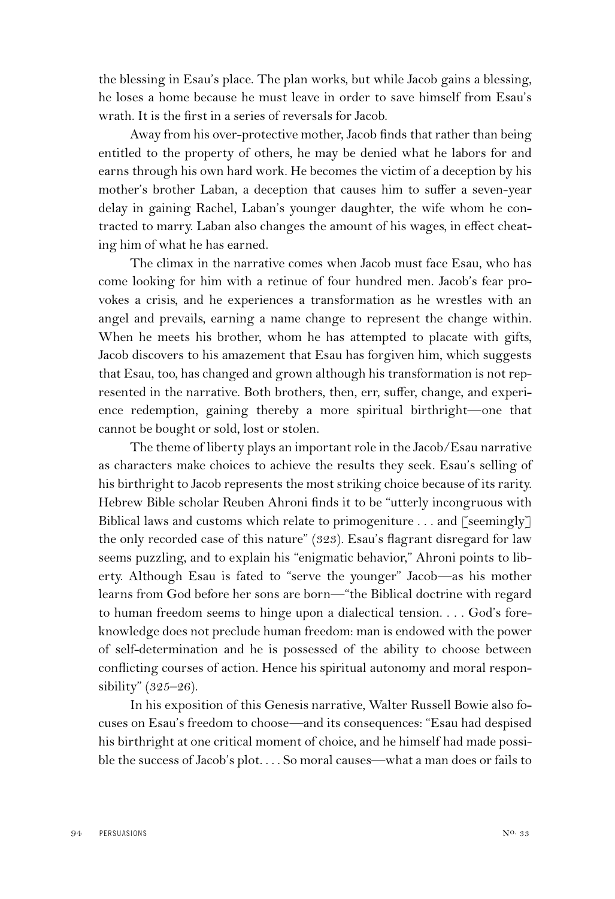the blessing in Esau's place. The plan works, but while Jacob gains a blessing, he loses a home because he must leave in order to save himself from Esau's wrath. It is the first in a series of reversals for Jacob.

Away from his over-protective mother, Jacob finds that rather than being entitled to the property of others, he may be denied what he labors for and earns through his own hard work. He becomes the victim of a deception by his mother's brother Laban, a deception that causes him to suffer a seven-year delay in gaining Rachel, Laban's younger daughter, the wife whom he contracted to marry. Laban also changes the amount of his wages, in effect cheating him of what he has earned.

The climax in the narrative comes when Jacob must face Esau, who has come looking for him with a retinue of four hundred men. Jacob's fear provokes a crisis, and he experiences a transformation as he wrestles with an angel and prevails, earning a name change to represent the change within. When he meets his brother, whom he has attempted to placate with gifts, Jacob discovers to his amazement that Esau has forgiven him, which suggests that Esau, too, has changed and grown although his transformation is not represented in the narrative. Both brothers, then, err, suffer, change, and experience redemption, gaining thereby a more spiritual birthright—one that cannot be bought or sold, lost or stolen.

The theme of liberty plays an important role in the Jacob/Esau narrative as characters make choices to achieve the results they seek. Esau's selling of his birthright to Jacob represents the most striking choice because of its rarity. Hebrew Bible scholar Reuben Ahroni finds it to be "utterly incongruous with Biblical laws and customs which relate to primogeniture . . . and [seemingly] the only recorded case of this nature" (323). Esau's flagrant disregard for law seems puzzling, and to explain his "enigmatic behavior," Ahroni points to liberty. Although Esau is fated to "serve the younger" Jacob—as his mother learns from God before her sons are born—"the Biblical doctrine with regard to human freedom seems to hinge upon a dialectical tension. . . . God's foreknowledge does not preclude human freedom: man is endowed with the power of self-determination and he is possessed of the ability to choose between conflicting courses of action. Hence his spiritual autonomy and moral responsibility" (325–26).

In his exposition of this Genesis narrative, Walter Russell Bowie also focuses on Esau's freedom to choose—and its consequences: "Esau had despised his birthright at one critical moment of choice, and he himself had made possible the success of Jacob's plot. . . . So moral causes—what a man does or fails to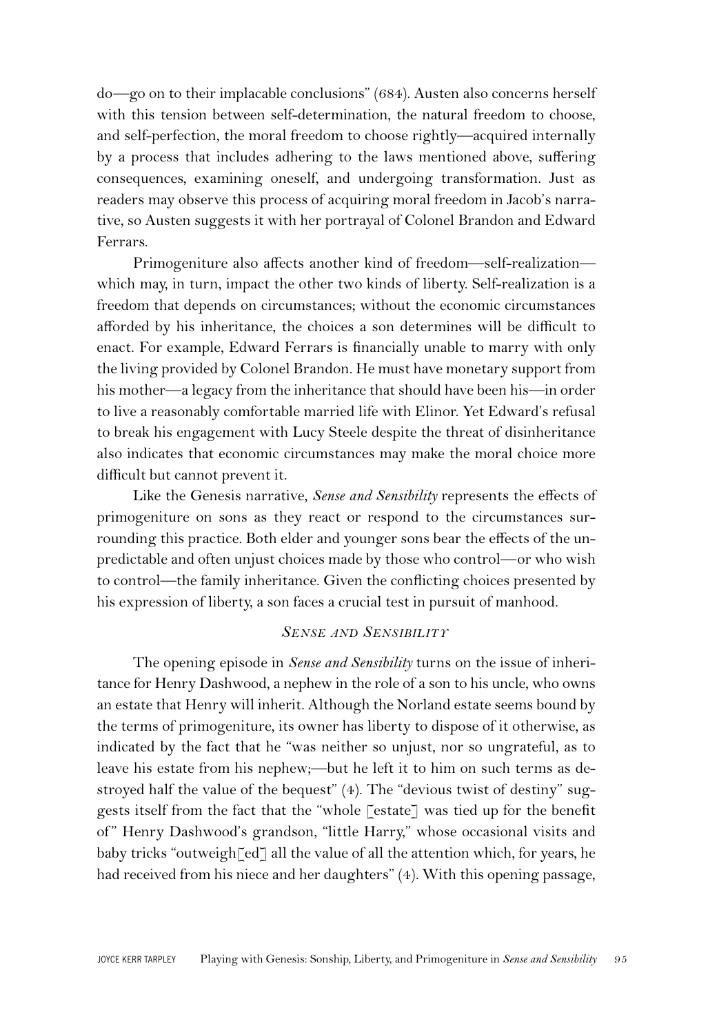do—go on to their implacable conclusions" (684). Austen also concerns herself with this tension between self-determination, the natural freedom to choose, and self-perfection, the moral freedom to choose rightly—acquired internally by a process that includes adhering to the laws mentioned above, suffering consequences, examining oneself, and undergoing transformation. Just as readers may observe this process of acquiring moral freedom in Jacob's narrative, so Austen suggests it with her portrayal of Colonel Brandon and Edward Ferrars.

Primogeniture also affects another kind of freedom—self-realization—which may, in turn, impact the other two kinds of liberty. Self-realization is a freedom that depends on circumstances; without the economic circumstances afforded by his inheritance, the choices a son determines will be difficult to enact. For example, Edward Ferrars is financially unable to marry with only the living provided by Colonel Brandon. He must have monetary support from his mother—a legacy from the inheritance that should have been his—in order to live a reasonably comfortable married life with Elinor. Yet Edward's refusal to break his engagement with Lucy Steele despite the threat of disinheritance also indicates that economic circumstances may make the moral choice more difficult but cannot prevent it.

Like the Genesis narrative, *Sense and Sensibility* represents the effects of primogeniture on sons as they react or respond to the circumstances surrounding this practice. Both elder and younger sons bear the effects of the unpredictable and often unjust choices made by those who control—or who wish to control—the family inheritance. Given the conflicting choices presented by his expression of liberty, a son faces a crucial test in pursuit of manhood.

## *Sense and Sensibility*

The opening episode in *Sense and Sensibility* turns on the issue of inheritance for Henry Dashwood, a nephew in the role of a son to his uncle, who owns an estate that Henry will inherit. Although the Norland estate seems bound by the terms of primogeniture, its owner has liberty to dispose of it otherwise, as indicated by the fact that he "was neither so unjust, nor so ungrateful, as to leave his estate from his nephew;—but he left it to him on such terms as destroyed half the value of the bequest" (4). The "devious twist of destiny" suggests itself from the fact that the "whole [estate] was tied up for the benefit of" Henry Dashwood's grandson, "little Harry," whose occasional visits and baby tricks "outweigh[ed] all the value of all the attention which, for years, he had received from his niece and her daughters" (4). With this opening passage,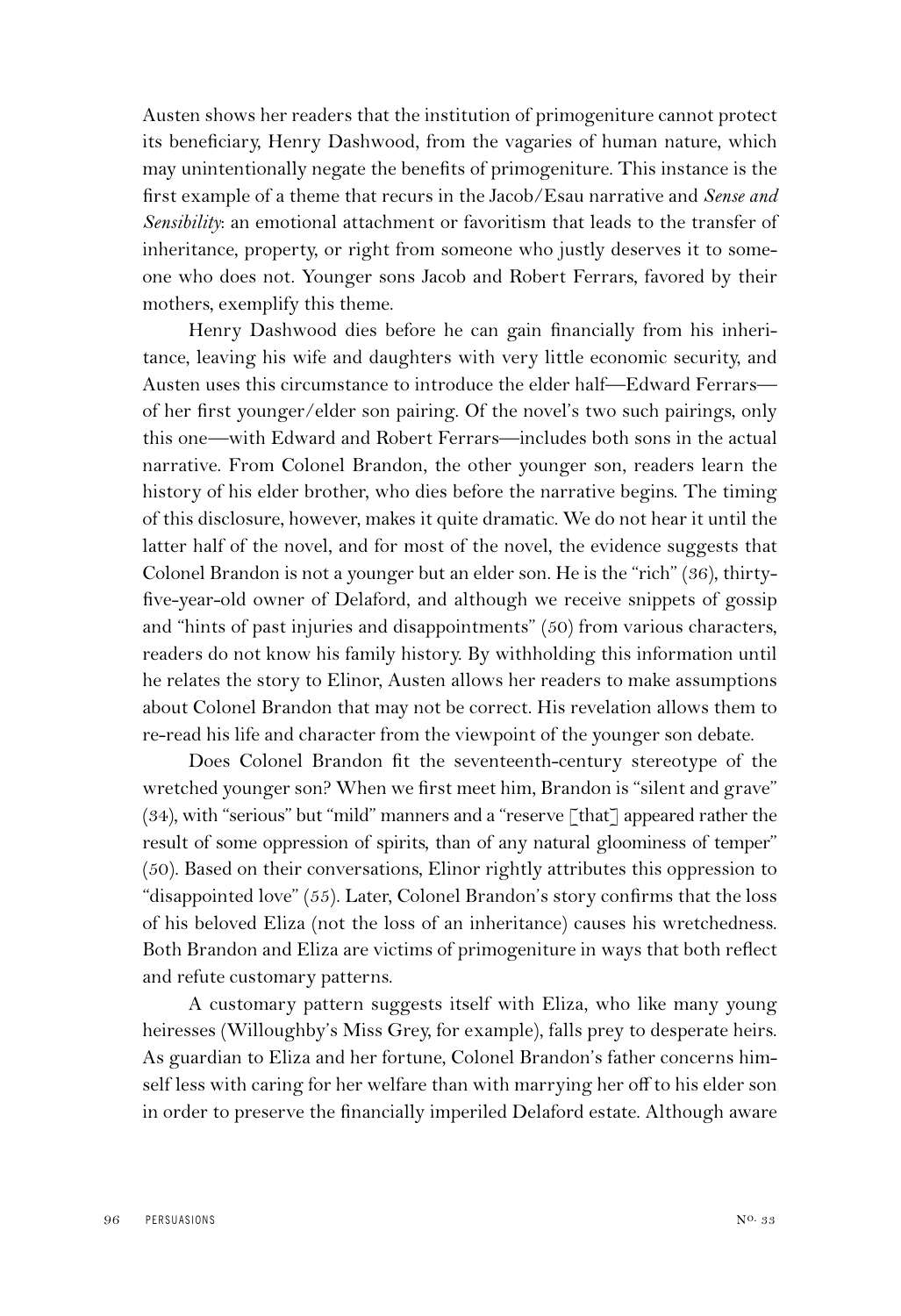Austen shows her readers that the institution of primogeniture cannot protect its beneficiary, Henry Dashwood, from the vagaries of human nature, which may unintentionally negate the benefits of primogeniture. This instance is the first example of a theme that recurs in the Jacob/Esau narrative and *Sense and Sensibility*: an emotional attachment or favoritism that leads to the transfer of inheritance, property, or right from someone who justly deserves it to someone who does not. Younger sons Jacob and Robert Ferrars, favored by their mothers, exemplify this theme.

Henry Dashwood dies before he can gain financially from his inheritance, leaving his wife and daughters with very little economic security, and Austen uses this circumstance to introduce the elder half—Edward Ferrars—of her first younger/elder son pairing. Of the novel's two such pairings, only this one—with Edward and Robert Ferrars—includes both sons in the actual narrative. From Colonel Brandon, the other younger son, readers learn the history of his elder brother, who dies before the narrative begins. The timing of this disclosure, however, makes it quite dramatic. We do not hear it until the latter half of the novel, and for most of the novel, the evidence suggests that Colonel Brandon is not a younger but an elder son. He is the "rich" (36), thirty-five-year-old owner of Delaford, and although we receive snippets of gossip and "hints of past injuries and disappointments" (50) from various characters, readers do not know his family history. By withholding this information until he relates the story to Elinor, Austen allows her readers to make assumptions about Colonel Brandon that may not be correct. His revelation allows them to re-read his life and character from the viewpoint of the younger son debate.

Does Colonel Brandon fit the seventeenth-century stereotype of the wretched younger son? When we first meet him, Brandon is "silent and grave" (34), with "serious" but "mild" manners and a "reserve [that] appeared rather the result of some oppression of spirits, than of any natural gloominess of temper" (50). Based on their conversations, Elinor rightly attributes this oppression to "disappointed love" (55). Later, Colonel Brandon's story confirms that the loss of his beloved Eliza (not the loss of an inheritance) causes his wretchedness. Both Brandon and Eliza are victims of primogeniture in ways that both reflect and refute customary patterns.

A customary pattern suggests itself with Eliza, who like many young heiresses (Willoughby's Miss Grey, for example), falls prey to desperate heirs. As guardian to Eliza and her fortune, Colonel Brandon's father concerns himself less with caring for her welfare than with marrying her off to his elder son in order to preserve the financially imperiled Delaford estate. Although aware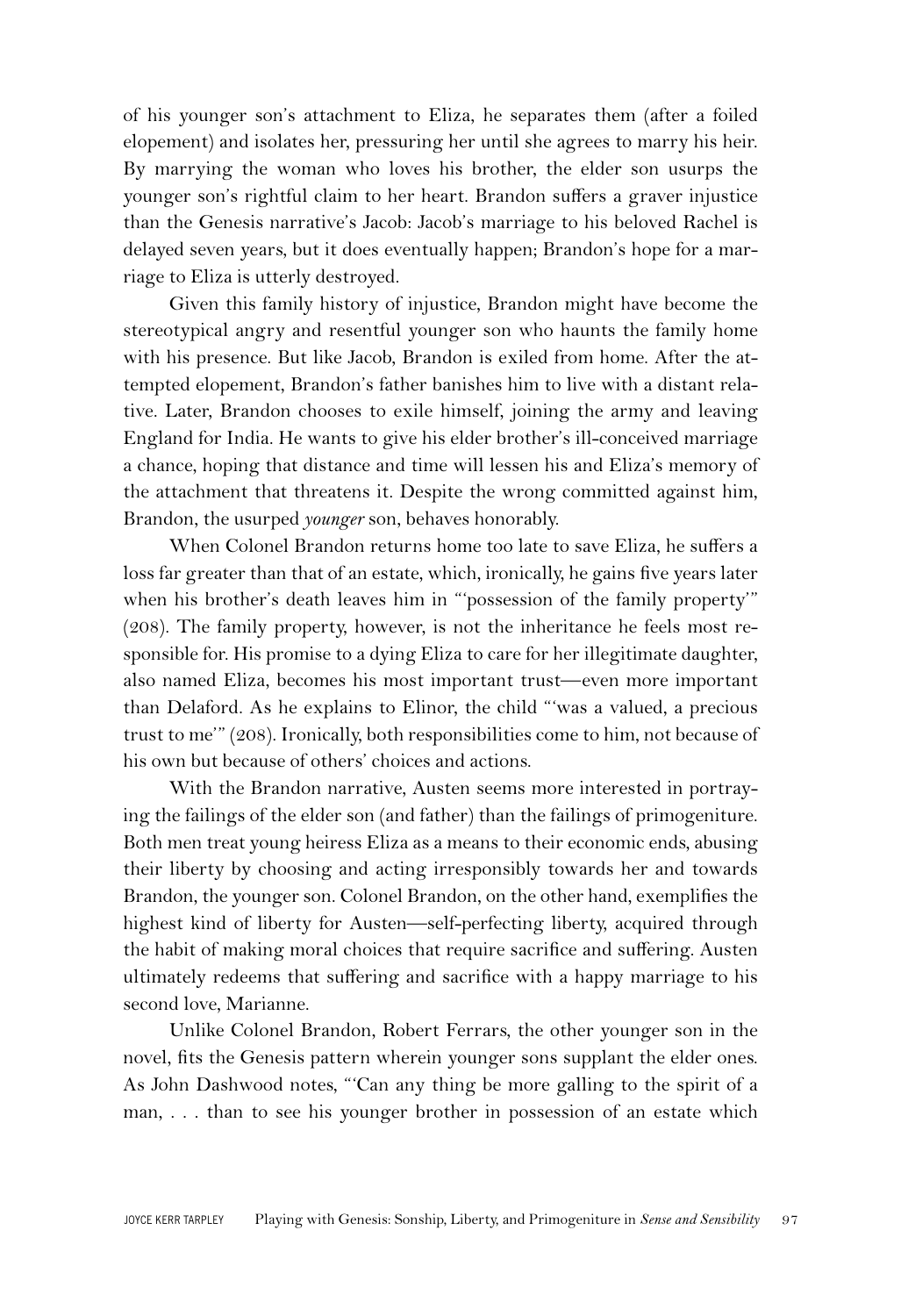of his younger son's attachment to Eliza, he separates them (after a foiled elopement) and isolates her, pressuring her until she agrees to marry his heir. By marrying the woman who loves his brother, the elder son usurps the younger son's rightful claim to her heart. Brandon suffers a graver injustice than the Genesis narrative's Jacob: Jacob's marriage to his beloved Rachel is delayed seven years, but it does eventually happen; Brandon's hope for a marriage to Eliza is utterly destroyed.

Given this family history of injustice, Brandon might have become the stereotypical angry and resentful younger son who haunts the family home with his presence. But like Jacob, Brandon is exiled from home. After the attempted elopement, Brandon's father banishes him to live with a distant relative. Later, Brandon chooses to exile himself, joining the army and leaving England for India. He wants to give his elder brother's ill-conceived marriage a chance, hoping that distance and time will lessen his and Eliza's memory of the attachment that threatens it. Despite the wrong committed against him, Brandon, the usurped *younger* son, behaves honorably.

When Colonel Brandon returns home too late to save Eliza, he suffers a loss far greater than that of an estate, which, ironically, he gains five years later when his brother's death leaves him in "'possession of the family property'" (208). The family property, however, is not the inheritance he feels most responsible for. His promise to a dying Eliza to care for her illegitimate daughter, also named Eliza, becomes his most important trust—even more important than Delaford. As he explains to Elinor, the child "'was a valued, a precious trust to me'" (208). Ironically, both responsibilities come to him, not because of his own but because of others' choices and actions.

With the Brandon narrative, Austen seems more interested in portraying the failings of the elder son (and father) than the failings of primogeniture. Both men treat young heiress Eliza as a means to their economic ends, abusing their liberty by choosing and acting irresponsibly towards her and towards Brandon, the younger son. Colonel Brandon, on the other hand, exemplifies the highest kind of liberty for Austen—self-perfecting liberty, acquired through the habit of making moral choices that require sacrifice and suffering. Austen ultimately redeems that suffering and sacrifice with a happy marriage to his second love, Marianne.

Unlike Colonel Brandon, Robert Ferrars, the other younger son in the novel, fits the Genesis pattern wherein younger sons supplant the elder ones. As John Dashwood notes, "'Can any thing be more galling to the spirit of a man, . . . than to see his younger brother in possession of an estate which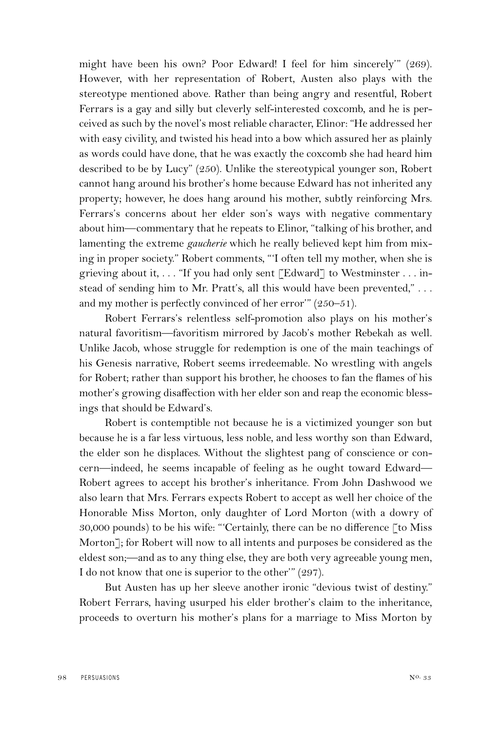might have been his own? Poor Edward! I feel for him sincerely'" (269). However, with her representation of Robert, Austen also plays with the stereotype mentioned above. Rather than being angry and resentful, Robert Ferrars is a gay and silly but cleverly self-interested coxcomb, and he is perceived as such by the novel's most reliable character, Elinor: "He addressed her with easy civility, and twisted his head into a bow which assured her as plainly as words could have done, that he was exactly the coxcomb she had heard him described to be by Lucy" (250). Unlike the stereotypical younger son, Robert cannot hang around his brother's home because Edward has not inherited any property; however, he does hang around his mother, subtly reinforcing Mrs. Ferrars's concerns about her elder son's ways with negative commentary about him—commentary that he repeats to Elinor, "talking of his brother, and lamenting the extreme *gaucherie* which he really believed kept him from mixing in proper society." Robert comments, "'I often tell my mother, when she is grieving about it, . . . "If you had only sent [Edward] to Westminster . . . instead of sending him to Mr. Pratt's, all this would have been prevented," . . . and my mother is perfectly convinced of her error'" (250–51).

Robert Ferrars's relentless self-promotion also plays on his mother's natural favoritism—favoritism mirrored by Jacob's mother Rebekah as well. Unlike Jacob, whose struggle for redemption is one of the main teachings of his Genesis narrative, Robert seems irredeemable. No wrestling with angels for Robert; rather than support his brother, he chooses to fan the flames of his mother's growing disaffection with her elder son and reap the economic blessings that should be Edward's.

Robert is contemptible not because he is a victimized younger son but because he is a far less virtuous, less noble, and less worthy son than Edward, the elder son he displaces. Without the slightest pang of conscience or concern—indeed, he seems incapable of feeling as he ought toward Edward—Robert agrees to accept his brother's inheritance. From John Dashwood we also learn that Mrs. Ferrars expects Robert to accept as well her choice of the Honorable Miss Morton, only daughter of Lord Morton (with a dowry of 30,000 pounds) to be his wife: "'Certainly, there can be no difference [to Miss Morton]; for Robert will now to all intents and purposes be considered as the eldest son;—and as to any thing else, they are both very agreeable young men, I do not know that one is superior to the other'" (297).

But Austen has up her sleeve another ironic "devious twist of destiny." Robert Ferrars, having usurped his elder brother's claim to the inheritance, proceeds to overturn his mother's plans for a marriage to Miss Morton by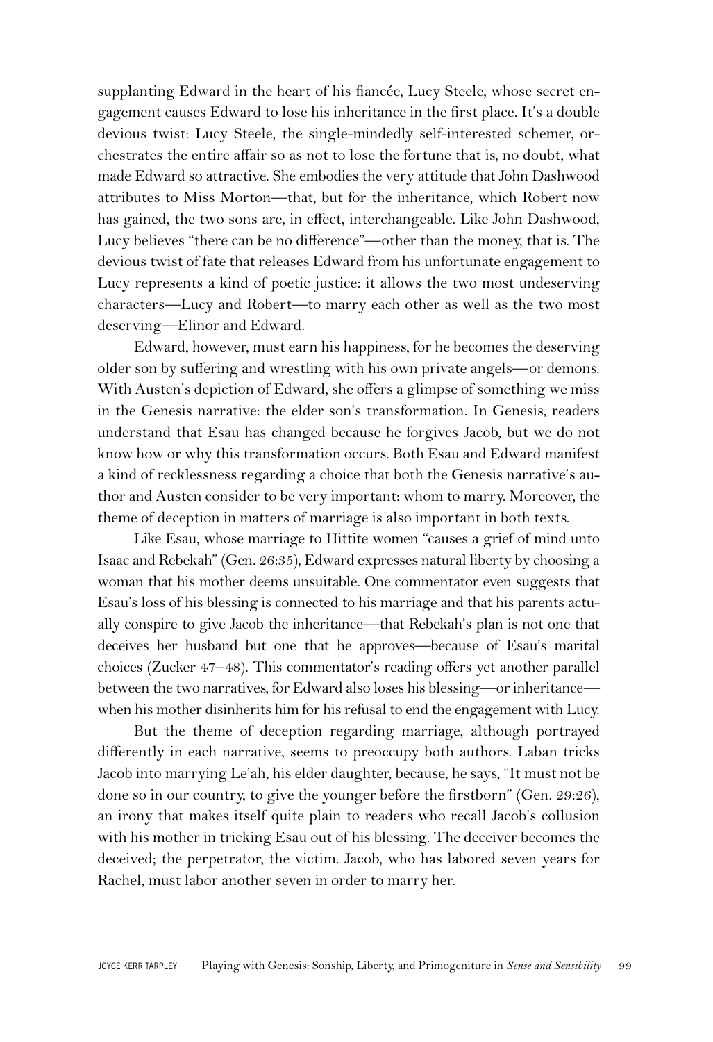supplanting Edward in the heart of his fiancée, Lucy Steele, whose secret engagement causes Edward to lose his inheritance in the first place. It's a double devious twist: Lucy Steele, the single-mindedly self-interested schemer, orchestrates the entire affair so as not to lose the fortune that is, no doubt, what made Edward so attractive. She embodies the very attitude that John Dashwood attributes to Miss Morton—that, but for the inheritance, which Robert now has gained, the two sons are, in effect, interchangeable. Like John Dashwood, Lucy believes "there can be no difference"—other than the money, that is. The devious twist of fate that releases Edward from his unfortunate engagement to Lucy represents a kind of poetic justice: it allows the two most undeserving characters—Lucy and Robert—to marry each other as well as the two most deserving—Elinor and Edward.

Edward, however, must earn his happiness, for he becomes the deserving older son by suffering and wrestling with his own private angels—or demons. With Austen's depiction of Edward, she offers a glimpse of something we miss in the Genesis narrative: the elder son's transformation. In Genesis, readers understand that Esau has changed because he forgives Jacob, but we do not know how or why this transformation occurs. Both Esau and Edward manifest a kind of recklessness regarding a choice that both the Genesis narrative's author and Austen consider to be very important: whom to marry. Moreover, the theme of deception in matters of marriage is also important in both texts.

Like Esau, whose marriage to Hittite women "causes a grief of mind unto Isaac and Rebekah" (Gen. 26:35), Edward expresses natural liberty by choosing a woman that his mother deems unsuitable. One commentator even suggests that Esau's loss of his blessing is connected to his marriage and that his parents actually conspire to give Jacob the inheritance—that Rebekah's plan is not one that deceives her husband but one that he approves—because of Esau's marital choices (Zucker 47–48). This commentator's reading offers yet another parallel between the two narratives, for Edward also loses his blessing—or inheritance—when his mother disinherits him for his refusal to end the engagement with Lucy.

But the theme of deception regarding marriage, although portrayed differently in each narrative, seems to preoccupy both authors. Laban tricks Jacob into marrying Le'ah, his elder daughter, because, he says, "It must not be done so in our country, to give the younger before the firstborn" (Gen. 29:26), an irony that makes itself quite plain to readers who recall Jacob's collusion with his mother in tricking Esau out of his blessing. The deceiver becomes the deceived; the perpetrator, the victim. Jacob, who has labored seven years for Rachel, must labor another seven in order to marry her.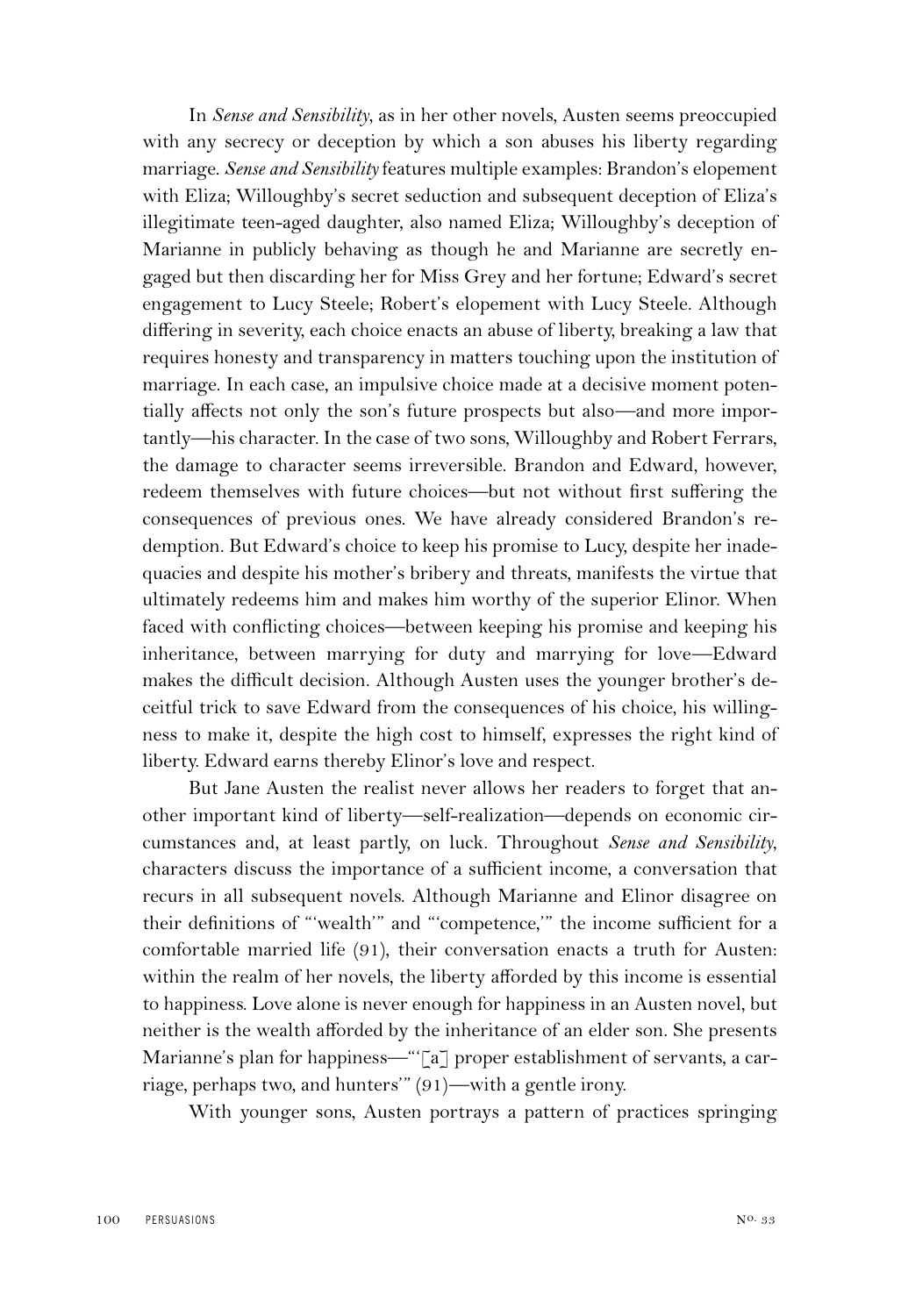In *Sense and Sensibility*, as in her other novels, Austen seems preoccupied with any secrecy or deception by which a son abuses his liberty regarding marriage. *Sense and Sensibility* features multiple examples: Brandon's elopement with Eliza; Willoughby's secret seduction and subsequent deception of Eliza's illegitimate teen-aged daughter, also named Eliza; Willoughby's deception of Marianne in publicly behaving as though he and Marianne are secretly engaged but then discarding her for Miss Grey and her fortune; Edward's secret engagement to Lucy Steele; Robert's elopement with Lucy Steele. Although differing in severity, each choice enacts an abuse of liberty, breaking a law that requires honesty and transparency in matters touching upon the institution of marriage. In each case, an impulsive choice made at a decisive moment potentially affects not only the son's future prospects but also—and more importantly—his character. In the case of two sons, Willoughby and Robert Ferrars, the damage to character seems irreversible. Brandon and Edward, however, redeem themselves with future choices—but not without first suffering the consequences of previous ones. We have already considered Brandon's redemption. But Edward's choice to keep his promise to Lucy, despite her inadequacies and despite his mother's bribery and threats, manifests the virtue that ultimately redeems him and makes him worthy of the superior Elinor. When faced with conflicting choices—between keeping his promise and keeping his inheritance, between marrying for duty and marrying for love—Edward makes the difficult decision. Although Austen uses the younger brother's deceitful trick to save Edward from the consequences of his choice, his willingness to make it, despite the high cost to himself, expresses the right kind of liberty. Edward earns thereby Elinor's love and respect.

But Jane Austen the realist never allows her readers to forget that another important kind of liberty—self-realization—depends on economic circumstances and, at least partly, on luck. Throughout *Sense and Sensibility*, characters discuss the importance of a sufficient income, a conversation that recurs in all subsequent novels. Although Marianne and Elinor disagree on their definitions of "'wealth'" and "'competence,'" the income sufficient for a comfortable married life (91), their conversation enacts a truth for Austen: within the realm of her novels, the liberty afforded by this income is essential to happiness. Love alone is never enough for happiness in an Austen novel, but neither is the wealth afforded by the inheritance of an elder son. She presents Marianne's plan for happiness—"'[a] proper establishment of servants, a carriage, perhaps two, and hunters'" (91)—with a gentle irony.

With younger sons, Austen portrays a pattern of practices springing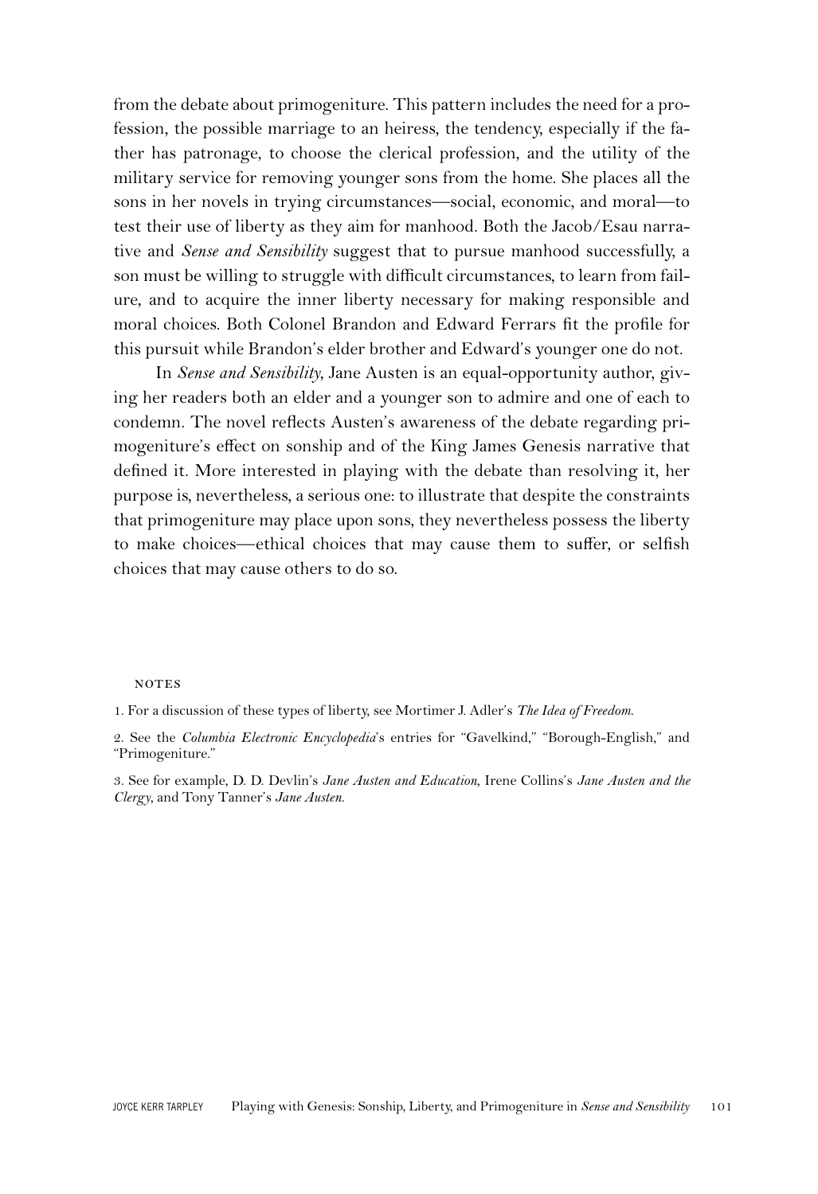from the debate about primogeniture. This pattern includes the need for a profession, the possible marriage to an heiress, the tendency, especially if the father has patronage, to choose the clerical profession, and the utility of the military service for removing younger sons from the home. She places all the sons in her novels in trying circumstances—social, economic, and moral—to test their use of liberty as they aim for manhood. Both the Jacob/Esau narrative and *Sense and Sensibility* suggest that to pursue manhood successfully, a son must be willing to struggle with difficult circumstances, to learn from failure, and to acquire the inner liberty necessary for making responsible and moral choices. Both Colonel Brandon and Edward Ferrars fit the profile for this pursuit while Brandon's elder brother and Edward's younger one do not.

In *Sense and Sensibility*, Jane Austen is an equal-opportunity author, giving her readers both an elder and a younger son to admire and one of each to condemn. The novel reflects Austen's awareness of the debate regarding primogeniture's effect on sonship and of the King James Genesis narrative that defined it. More interested in playing with the debate than resolving it, her purpose is, nevertheless, a serious one: to illustrate that despite the constraints that primogeniture may place upon sons, they nevertheless possess the liberty to make choices—ethical choices that may cause them to suffer, or selfish choices that may cause others to do so.

## NOTES

1. For a discussion of these types of liberty, see Mortimer J. Adler's *The Idea of Freedom.*

2. See the *Columbia Electronic Encyclopedia*'s entries for "Gavelkind," "Borough-English," and "Primogeniture."

3. See for example, D. D. Devlin's *Jane Austen and Education*, Irene Collins's *Jane Austen and the Clergy*, and Tony Tanner's *Jane Austen.*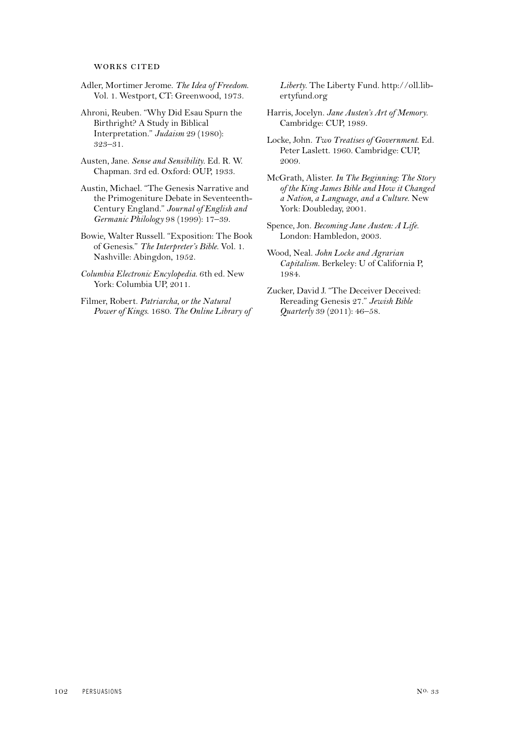## WORKS CITED

Adler, Mortimer Jerome. *The Idea of Freedom*. Vol. 1. Westport, CT: Greenwood, 1973.

Ahroni, Reuben. "Why Did Esau Spurn the Birthright? A Study in Biblical Interpretation." *Judaism* 29 (1980): 323–31.

Austen, Jane. *Sense and Sensibility*. Ed. R. W. Chapman. 3rd ed. Oxford: OUP, 1933.

Austin, Michael. "The Genesis Narrative and the Primogeniture Debate in Seventeenth-Century England." *Journal of English and Germanic Philology* 98 (1999): 17–39.

Bowie, Walter Russell. "Exposition: The Book of Genesis." *The Interpreter's Bible*. Vol. 1. Nashville: Abingdon, 1952.

*Columbia Electronic Encyclopedia*. 6th ed. New York: Columbia UP, 2011.

Filmer, Robert. *Patriarcha, or the Natural Power of Kings*. 1680. *The Online Library of Liberty*. The Liberty Fund. http://oll.libertyfund.org

Harris, Jocelyn. *Jane Austen's Art of Memory*. Cambridge: CUP, 1989.

Locke, John. *Two Treatises of Government*. Ed. Peter Laslett. 1960. Cambridge: CUP, 2009.

McGrath, Alister. *In The Beginning: The Story of the King James Bible and How it Changed a Nation, a Language, and a Culture*. New York: Doubleday, 2001.

Spence, Jon. *Becoming Jane Austen: A Life*. London: Hambledon, 2003.

Wood, Neal. *John Locke and Agrarian Capitalism*. Berkeley: U of California P, 1984.

Zucker, David J. "The Deceiver Deceived: Rereading Genesis 27." *Jewish Bible Quarterly* 39 (2011): 46–58.